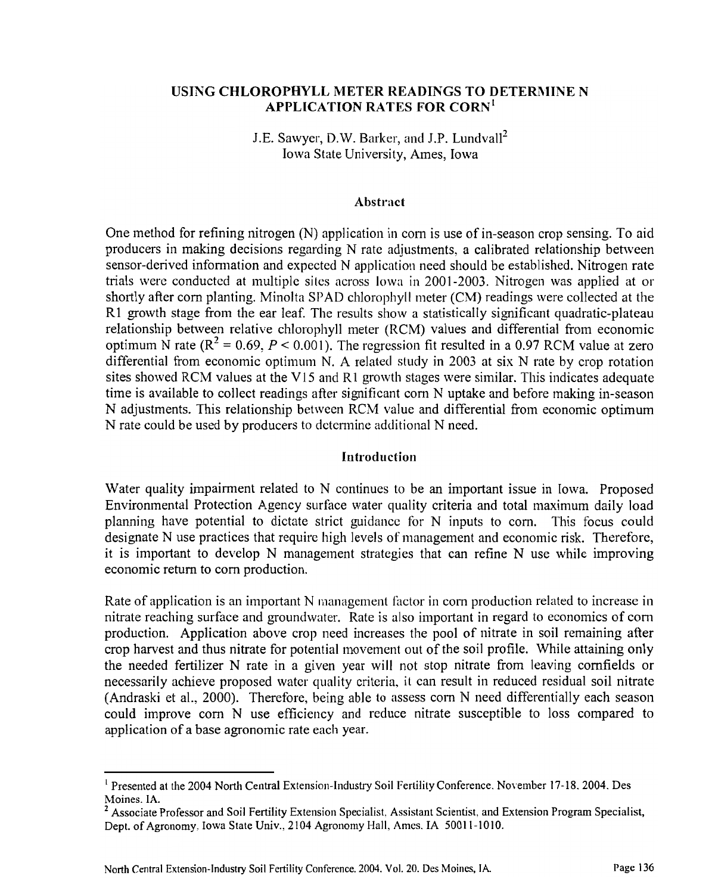# USING CHLOROPHYLL METER READINGS TO DETERMINE N APPLICATION RATES FOR CORN[1]

J.E. Sawyer, D.W. Barker, and J.P. Lundvall[2]
Iowa State University, Ames, Iowa

## Abstract

One method for refining nitrogen (N) application in corn is use of in-season crop sensing. To aid producers in making decisions regarding N rate adjustments, a calibrated relationship between sensor-derived information and expected N application need should be established. Nitrogen rate trials were conducted at multiple sites across Iowa in 2001-2003. Nitrogen was applied at or shortly after corn planting. Minolta SPAD chlorophyll meter (CM) readings were collected at the R1 growth stage from the ear leaf. The results show a statistically significant quadratic-plateau relationship between relative chlorophyll meter (RCM) values and differential from economic optimum N rate ($R^2 = 0.69$, $P < 0.001$). The regression fit resulted in a 0.97 RCM value at zero differential from economic optimum N. A related study in 2003 at six N rate by crop rotation sites showed RCM values at the V15 and R1 growth stages were similar. This indicates adequate time is available to collect readings after significant corn N uptake and before making in-season N adjustments. This relationship between RCM value and differential from economic optimum N rate could be used by producers to determine additional N need.

## Introduction

Water quality impairment related to N continues to be an important issue in Iowa. Proposed Environmental Protection Agency surface water quality criteria and total maximum daily load planning have potential to dictate strict guidance for N inputs to corn. This focus could designate N use practices that require high levels of management and economic risk. Therefore, it is important to develop N management strategies that can refine N use while improving economic return to corn production.

Rate of application is an important N management factor in corn production related to increase in nitrate reaching surface and groundwater. Rate is also important in regard to economics of corn production. Application above crop need increases the pool of nitrate in soil remaining after crop harvest and thus nitrate for potential movement out of the soil profile. While attaining only the needed fertilizer N rate in a given year will not stop nitrate from leaving cornfields or necessarily achieve proposed water quality criteria, it can result in reduced residual soil nitrate (Andraski et al., 2000). Therefore, being able to assess corn N need differentially each season could improve corn N use efficiency and reduce nitrate susceptible to loss compared to application of a base agronomic rate each year.

---

[1] Presented at the 2004 North Central Extension-Industry Soil Fertility Conference. November 17-18, 2004. Des Moines, IA.

[2] Associate Professor and Soil Fertility Extension Specialist, Assistant Scientist, and Extension Program Specialist, Dept. of Agronomy, Iowa State Univ., 2104 Agronomy Hall, Ames, IA 50011-1010.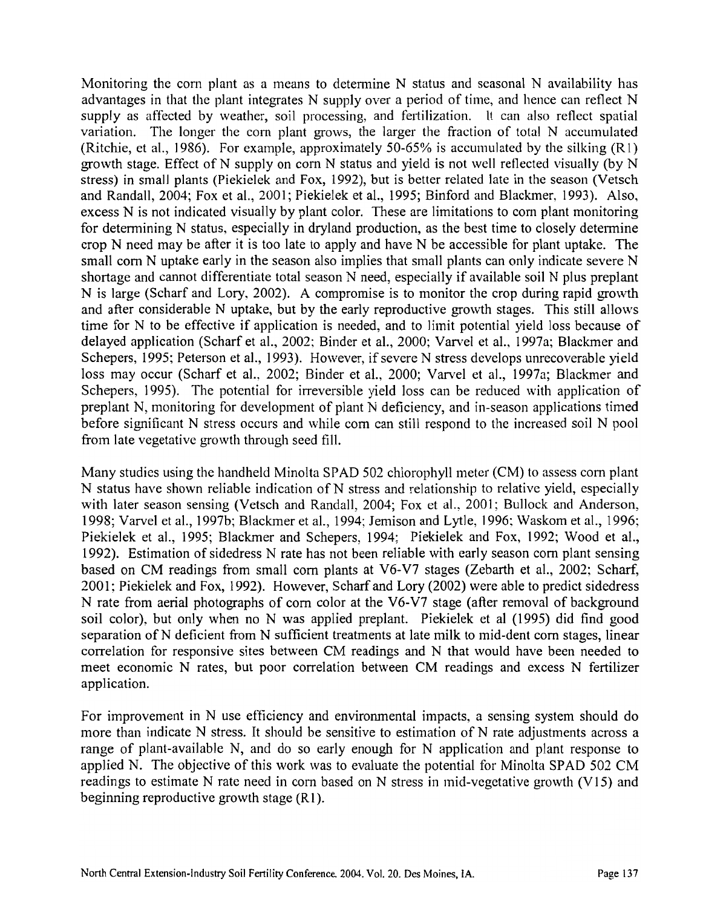Monitoring the corn plant as a means to determine N status and seasonal N availability has advantages in that the plant integrates N supply over a period of time, and hence can reflect N supply as affected by weather, soil processing, and fertilization. It can also reflect spatial variation. The longer the corn plant grows, the larger the fraction of total N accumulated (Ritchie, et al., 1986). For example, approximately 50-65% is accumulated by the silking (R1) growth stage. Effect of N supply on corn N status and yield is not well reflected visually (by N stress) in small plants (Piekielek and Fox, 1992), but is better related late in the season (Vetsch and Randall, 2004; Fox et al., 2001; Piekielek et al., 1995; Binford and Blackmer, 1993). Also, excess N is not indicated visually by plant color. These are limitations to corn plant monitoring for determining N status, especially in dryland production, as the best time to closely determine crop N need may be after it is too late to apply and have N be accessible for plant uptake. The small corn N uptake early in the season also implies that small plants can only indicate severe N shortage and cannot differentiate total season N need, especially if available soil N plus preplant N is large (Scharf and Lory, 2002). A compromise is to monitor the crop during rapid growth and after considerable N uptake, but by the early reproductive growth stages. This still allows time for N to be effective if application is needed, and to limit potential yield loss because of delayed application (Scharf et al., 2002; Binder et al., 2000; Varvel et al., 1997a; Blackmer and Schepers, 1995; Peterson et al., 1993). However, if severe N stress develops unrecoverable yield loss may occur (Scharf et al., 2002; Binder et al., 2000; Varvel et al., 1997a; Blackmer and Schepers, 1995). The potential for irreversible yield loss can be reduced with application of preplant N, monitoring for development of plant N deficiency, and in-season applications timed before significant N stress occurs and while corn can still respond to the increased soil N pool from late vegetative growth through seed fill.

Many studies using the handheld Minolta SPAD 502 chlorophyll meter (CM) to assess corn plant N status have shown reliable indication of N stress and relationship to relative yield, especially with later season sensing (Vetsch and Randall, 2004; Fox et al., 2001; Bullock and Anderson, 1998; Varvel et al., 1997b; Blackmer et al., 1994; Jemison and Lytle, 1996; Waskom et al., 1996; Piekielek et al., 1995; Blackmer and Schepers, 1994; Piekielek and Fox, 1992; Wood et al., 1992). Estimation of sidedress N rate has not been reliable with early season corn plant sensing based on CM readings from small corn plants at V6-V7 stages (Zebarth et al., 2002; Scharf, 2001; Piekielek and Fox, 1992). However, Scharf and Lory (2002) were able to predict sidedress N rate from aerial photographs of corn color at the V6-V7 stage (after removal of background soil color), but only when no N was applied preplant. Piekielek et al (1995) did find good separation of N deficient from N sufficient treatments at late milk to mid-dent corn stages, linear correlation for responsive sites between CM readings and N that would have been needed to meet economic N rates, but poor correlation between CM readings and excess N fertilizer application.

For improvement in N use efficiency and environmental impacts, a sensing system should do more than indicate N stress. It should be sensitive to estimation of N rate adjustments across a range of plant-available N, and do so early enough for N application and plant response to applied N. The objective of this work was to evaluate the potential for Minolta SPAD 502 CM readings to estimate N rate need in corn based on N stress in mid-vegetative growth (V15) and beginning reproductive growth stage (R1).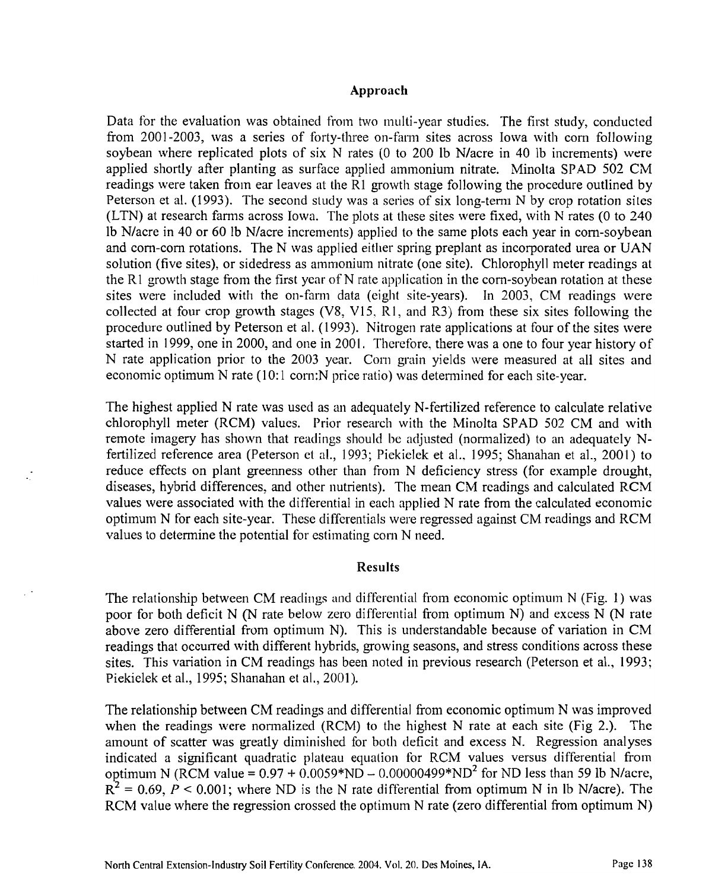## Approach

Data for the evaluation was obtained from two multi-year studies. The first study, conducted from 2001-2003, was a series of forty-three on-farm sites across Iowa with corn following soybean where replicated plots of six N rates (0 to 200 lb N/acre in 40 lb increments) were applied shortly after planting as surface applied ammonium nitrate. Minolta SPAD 502 CM readings were taken from ear leaves at the R1 growth stage following the procedure outlined by Peterson et al. (1993). The second study was a series of six long-term N by crop rotation sites (LTN) at research farms across Iowa. The plots at these sites were fixed, with N rates (0 to 240 lb N/acre in 40 or 60 lb N/acre increments) applied to the same plots each year in corn-soybean and corn-corn rotations. The N was applied either spring preplant as incorporated urea or UAN solution (five sites), or sidedress as ammonium nitrate (one site). Chlorophyll meter readings at the R1 growth stage from the first year of N rate application in the corn-soybean rotation at these sites were included with the on-farm data (eight site-years). In 2003, CM readings were collected at four crop growth stages (V8, V15, R1, and R3) from these six sites following the procedure outlined by Peterson et al. (1993). Nitrogen rate applications at four of the sites were started in 1999, one in 2000, and one in 2001. Therefore, there was a one to four year history of N rate application prior to the 2003 year. Corn grain yields were measured at all sites and economic optimum N rate (10:1 corn:N price ratio) was determined for each site-year.

The highest applied N rate was used as an adequately N-fertilized reference to calculate relative chlorophyll meter (RCM) values. Prior research with the Minolta SPAD 502 CM and with remote imagery has shown that readings should be adjusted (normalized) to an adequately N-fertilized reference area (Peterson et al., 1993; Piekielek et al., 1995; Shanahan et al., 2001) to reduce effects on plant greenness other than from N deficiency stress (for example drought, diseases, hybrid differences, and other nutrients). The mean CM readings and calculated RCM values were associated with the differential in each applied N rate from the calculated economic optimum N for each site-year. These differentials were regressed against CM readings and RCM values to determine the potential for estimating corn N need.

## Results

The relationship between CM readings and differential from economic optimum N (Fig. 1) was poor for both deficit N (N rate below zero differential from optimum N) and excess N (N rate above zero differential from optimum N). This is understandable because of variation in CM readings that occurred with different hybrids, growing seasons, and stress conditions across these sites. This variation in CM readings has been noted in previous research (Peterson et al., 1993; Piekielek et al., 1995; Shanahan et al., 2001).

The relationship between CM readings and differential from economic optimum N was improved when the readings were normalized (RCM) to the highest N rate at each site (Fig 2.). The amount of scatter was greatly diminished for both deficit and excess N. Regression analyses indicated a significant quadratic plateau equation for RCM values versus differential from optimum N (RCM value = $0.97 + 0.0059*ND - 0.00000499*ND^2$ for ND less than 59 lb N/acre, $R^2 = 0.69$, $P < 0.001$; where ND is the N rate differential from optimum N in lb N/acre). The RCM value where the regression crossed the optimum N rate (zero differential from optimum N)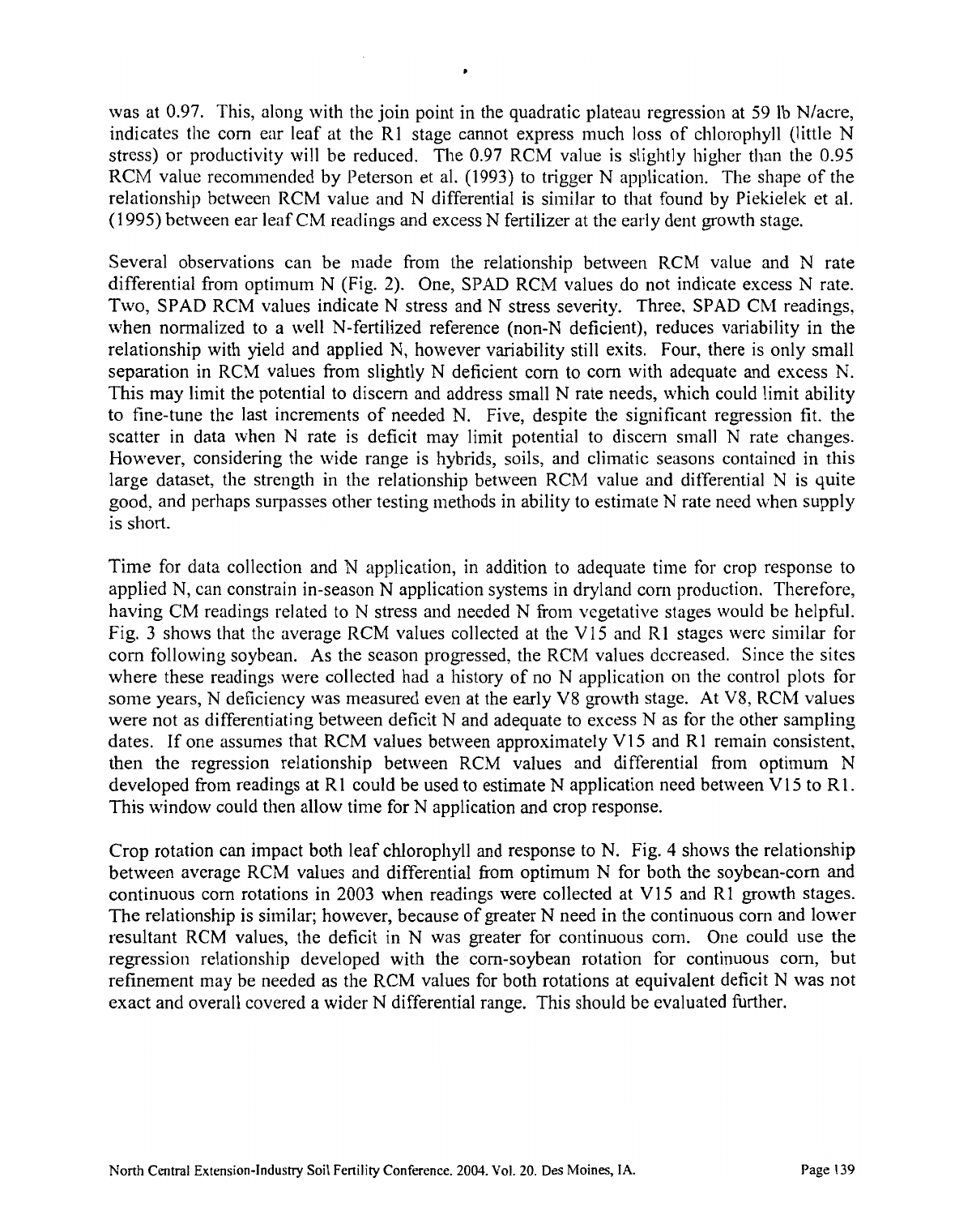was at 0.97. This, along with the join point in the quadratic plateau regression at 59 lb N/acre, indicates the corn ear leaf at the R1 stage cannot express much loss of chlorophyll (little N stress) or productivity will be reduced. The 0.97 RCM value is slightly higher than the 0.95 RCM value recommended by Peterson et al. (1993) to trigger N application. The shape of the relationship between RCM value and N differential is similar to that found by Piekielek et al. (1995) between ear leaf CM readings and excess N fertilizer at the early dent growth stage.

Several observations can be made from the relationship between RCM value and N rate differential from optimum N (Fig. 2). One, SPAD RCM values do not indicate excess N rate. Two, SPAD RCM values indicate N stress and N stress severity. Three, SPAD CM readings, when normalized to a well N-fertilized reference (non-N deficient), reduces variability in the relationship with yield and applied N, however variability still exits. Four, there is only small separation in RCM values from slightly N deficient corn to corn with adequate and excess N. This may limit the potential to discern and address small N rate needs, which could limit ability to fine-tune the last increments of needed N. Five, despite the significant regression fit. the scatter in data when N rate is deficit may limit potential to discern small N rate changes. However, considering the wide range is hybrids, soils, and climatic seasons contained in this large dataset, the strength in the relationship between RCM value and differential N is quite good, and perhaps surpasses other testing methods in ability to estimate N rate need when supply is short.

Time for data collection and N application, in addition to adequate time for crop response to applied N, can constrain in-season N application systems in dryland corn production. Therefore, having CM readings related to N stress and needed N from vegetative stages would be helpful. Fig. 3 shows that the average RCM values collected at the V15 and R1 stages were similar for corn following soybean. As the season progressed, the RCM values decreased. Since the sites where these readings were collected had a history of no N application on the control plots for some years, N deficiency was measured even at the early V8 growth stage. At V8, RCM values were not as differentiating between deficit N and adequate to excess N as for the other sampling dates. If one assumes that RCM values between approximately V15 and R1 remain consistent, then the regression relationship between RCM values and differential from optimum N developed from readings at R1 could be used to estimate N application need between V15 to R1. This window could then allow time for N application and crop response.

Crop rotation can impact both leaf chlorophyll and response to N. Fig. 4 shows the relationship between average RCM values and differential from optimum N for both the soybean-corn and continuous corn rotations in 2003 when readings were collected at V15 and R1 growth stages. The relationship is similar; however, because of greater N need in the continuous corn and lower resultant RCM values, the deficit in N was greater for continuous corn. One could use the regression relationship developed with the corn-soybean rotation for continuous corn, but refinement may be needed as the RCM values for both rotations at equivalent deficit N was not exact and overall covered a wider N differential range. This should be evaluated further.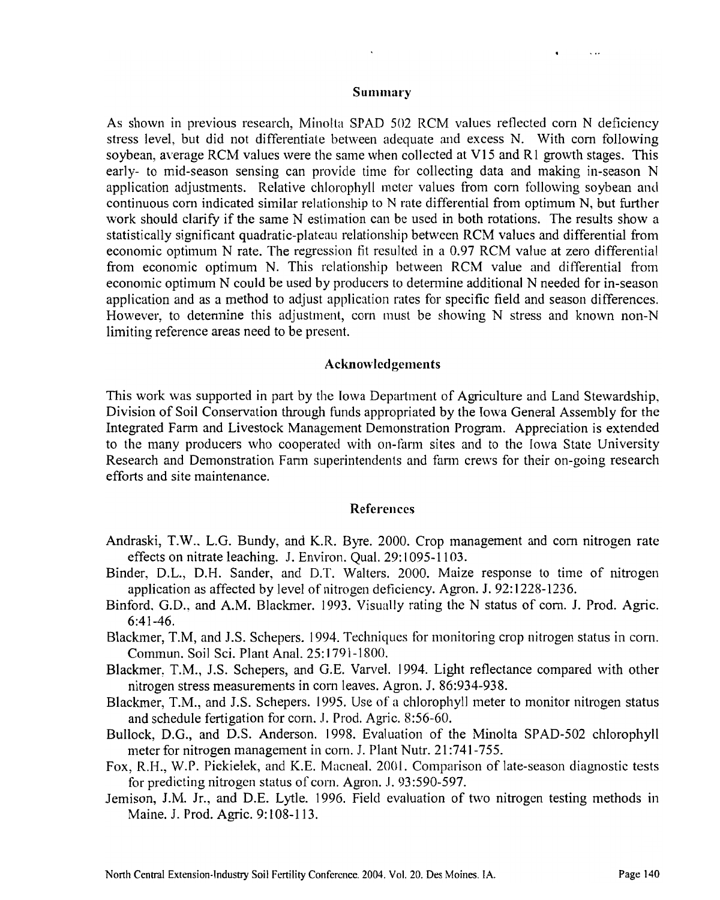## Summary

As shown in previous research, Minolta SPAD 502 RCM values reflected corn N deficiency stress level, but did not differentiate between adequate and excess N. With corn following soybean, average RCM values were the same when collected at V15 and R1 growth stages. This early- to mid-season sensing can provide time for collecting data and making in-season N application adjustments. Relative chlorophyll meter values from corn following soybean and continuous corn indicated similar relationship to N rate differential from optimum N, but further work should clarify if the same N estimation can be used in both rotations. The results show a statistically significant quadratic-plateau relationship between RCM values and differential from economic optimum N rate. The regression fit resulted in a 0.97 RCM value at zero differential from economic optimum N. This relationship between RCM value and differential from economic optimum N could be used by producers to determine additional N needed for in-season application and as a method to adjust application rates for specific field and season differences. However, to determine this adjustment, corn must be showing N stress and known non-N limiting reference areas need to be present.

## Acknowledgements

This work was supported in part by the Iowa Department of Agriculture and Land Stewardship, Division of Soil Conservation through funds appropriated by the Iowa General Assembly for the Integrated Farm and Livestock Management Demonstration Program. Appreciation is extended to the many producers who cooperated with on-farm sites and to the Iowa State University Research and Demonstration Farm superintendents and farm crews for their on-going research efforts and site maintenance.

## References

Andraski, T.W., L.G. Bundy, and K.R. Byre. 2000. Crop management and corn nitrogen rate effects on nitrate leaching. J. Environ. Qual. 29:1095-1103.

Binder, D.L., D.H. Sander, and D.T. Walters. 2000. Maize response to time of nitrogen application as affected by level of nitrogen deficiency. Agron. J. 92:1228-1236.

Binford, G.D., and A.M. Blackmer. 1993. Visually rating the N status of corn. J. Prod. Agric. 6:41-46.

Blackmer, T.M, and J.S. Schepers. 1994. Techniques for monitoring crop nitrogen status in corn. Commun. Soil Sci. Plant Anal. 25:1791-1800.

Blackmer, T.M., J.S. Schepers, and G.E. Varvel. 1994. Light reflectance compared with other nitrogen stress measurements in corn leaves. Agron. J. 86:934-938.

Blackmer, T.M., and J.S. Schepers. 1995. Use of a chlorophyll meter to monitor nitrogen status and schedule fertigation for corn. J. Prod. Agric. 8:56-60.

Bullock, D.G., and D.S. Anderson. 1998. Evaluation of the Minolta SPAD-502 chlorophyll meter for nitrogen management in corn. J. Plant Nutr. 21:741-755.

Fox, R.H., W.P. Piekielek, and K.E. Macneal. 2001. Comparison of late-season diagnostic tests for predicting nitrogen status of corn. Agron. J. 93:590-597.

Jemison, J.M. Jr., and D.E. Lytle. 1996. Field evaluation of two nitrogen testing methods in Maine. J. Prod. Agric. 9:108-113.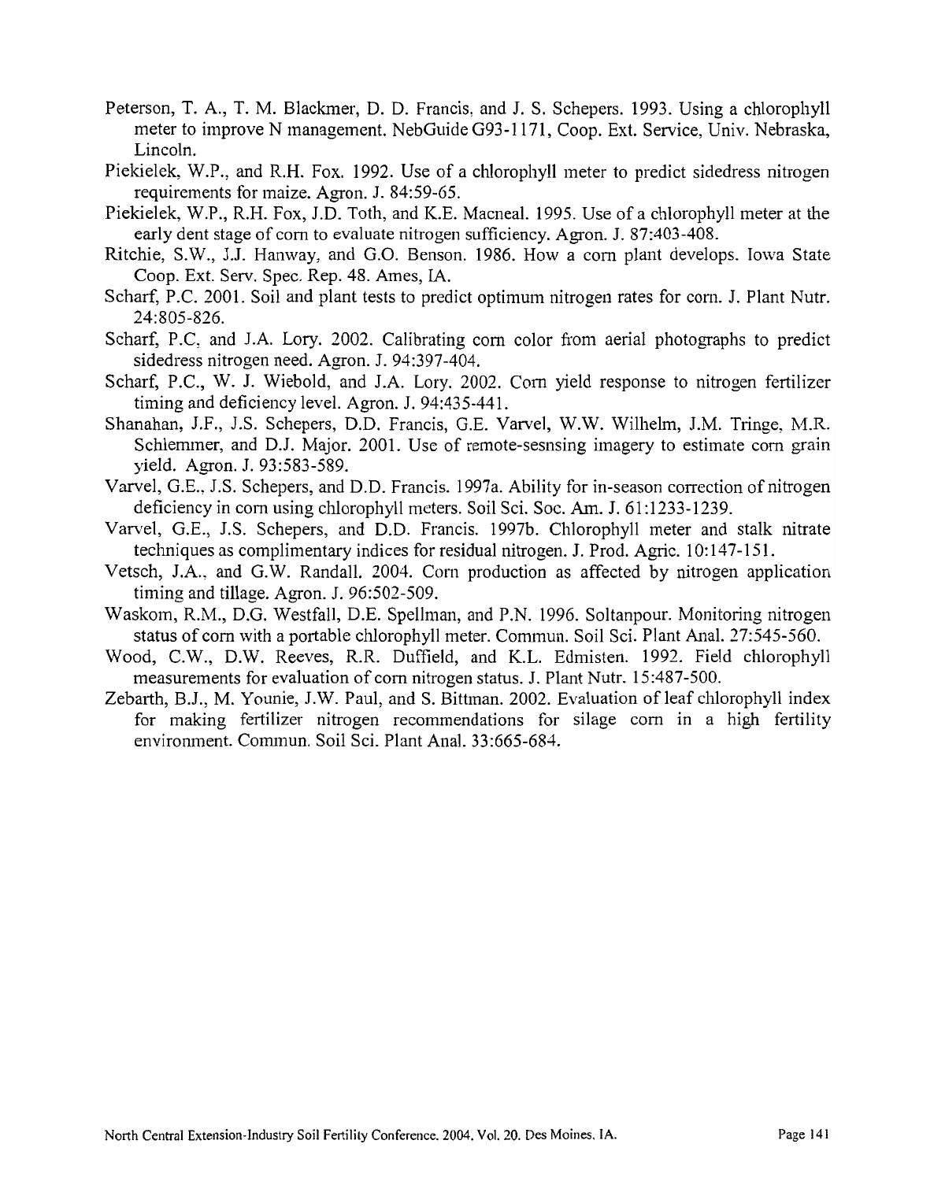Peterson, T. A., T. M. Blackmer, D. D. Francis, and J. S. Schepers. 1993. Using a chlorophyll meter to improve N management. NebGuide G93-1171, Coop. Ext. Service, Univ. Nebraska, Lincoln.

Piekielek, W.P., and R.H. Fox. 1992. Use of a chlorophyll meter to predict sidedress nitrogen requirements for maize. Agron. J. 84:59-65.

Piekielek, W.P., R.H. Fox, J.D. Toth, and K.E. Macneal. 1995. Use of a chlorophyll meter at the early dent stage of corn to evaluate nitrogen sufficiency. Agron. J. 87:403-408.

Ritchie, S.W., J.J. Hanway, and G.O. Benson. 1986. How a corn plant develops. Iowa State Coop. Ext. Serv. Spec. Rep. 48. Ames, IA.

Scharf, P.C. 2001. Soil and plant tests to predict optimum nitrogen rates for corn. J. Plant Nutr. 24:805-826.

Scharf, P.C, and J.A. Lory. 2002. Calibrating corn color from aerial photographs to predict sidedress nitrogen need. Agron. J. 94:397-404.

Scharf, P.C., W. J. Wiebold, and J.A. Lory. 2002. Corn yield response to nitrogen fertilizer timing and deficiency level. Agron. J. 94:435-441.

Shanahan, J.F., J.S. Schepers, D.D. Francis, G.E. Varvel, W.W. Wilhelm, J.M. Tringe, M.R. Schlemmer, and D.J. Major. 2001. Use of remote-sesnsing imagery to estimate corn grain yield. Agron. J. 93:583-589.

Varvel, G.E., J.S. Schepers, and D.D. Francis. 1997a. Ability for in-season correction of nitrogen deficiency in corn using chlorophyll meters. Soil Sci. Soc. Am. J. 61:1233-1239.

Varvel, G.E., J.S. Schepers, and D.D. Francis. 1997b. Chlorophyll meter and stalk nitrate techniques as complimentary indices for residual nitrogen. J. Prod. Agric. 10:147-151.

Vetsch, J.A., and G.W. Randall. 2004. Corn production as affected by nitrogen application timing and tillage. Agron. J. 96:502-509.

Waskom, R.M., D.G. Westfall, D.E. Spellman, and P.N. 1996. Soltanpour. Monitoring nitrogen status of corn with a portable chlorophyll meter. Commun. Soil Sci. Plant Anal. 27:545-560.

Wood, C.W., D.W. Reeves, R.R. Duffield, and K.L. Edmisten. 1992. Field chlorophyll measurements for evaluation of corn nitrogen status. J. Plant Nutr. 15:487-500.

Zebarth, B.J., M. Younie, J.W. Paul, and S. Bittman. 2002. Evaluation of leaf chlorophyll index for making fertilizer nitrogen recommendations for silage corn in a high fertility environment. Commun. Soil Sci. Plant Anal. 33:665-684.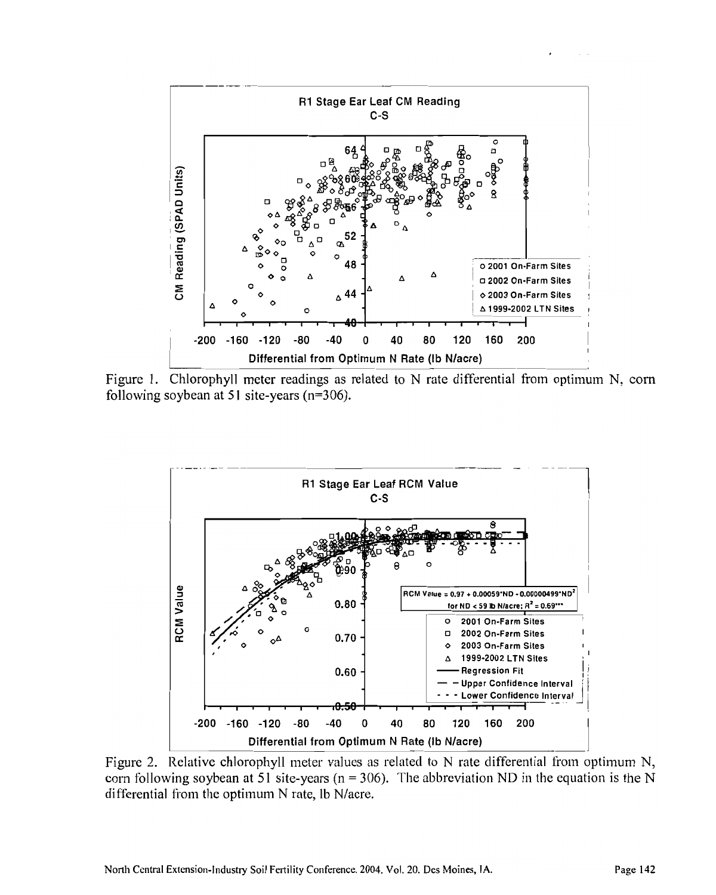Figure 1. Chlorophyll meter readings as related to N rate differential from optimum N, corn following soybean at 51 site-years (n=306).

Figure 2. Relative chlorophyll meter values as related to N rate differential from optimum N, corn following soybean at 51 site-years (n = 306). The abbreviation ND in the equation is the N differential from the optimum N rate, lb N/acre.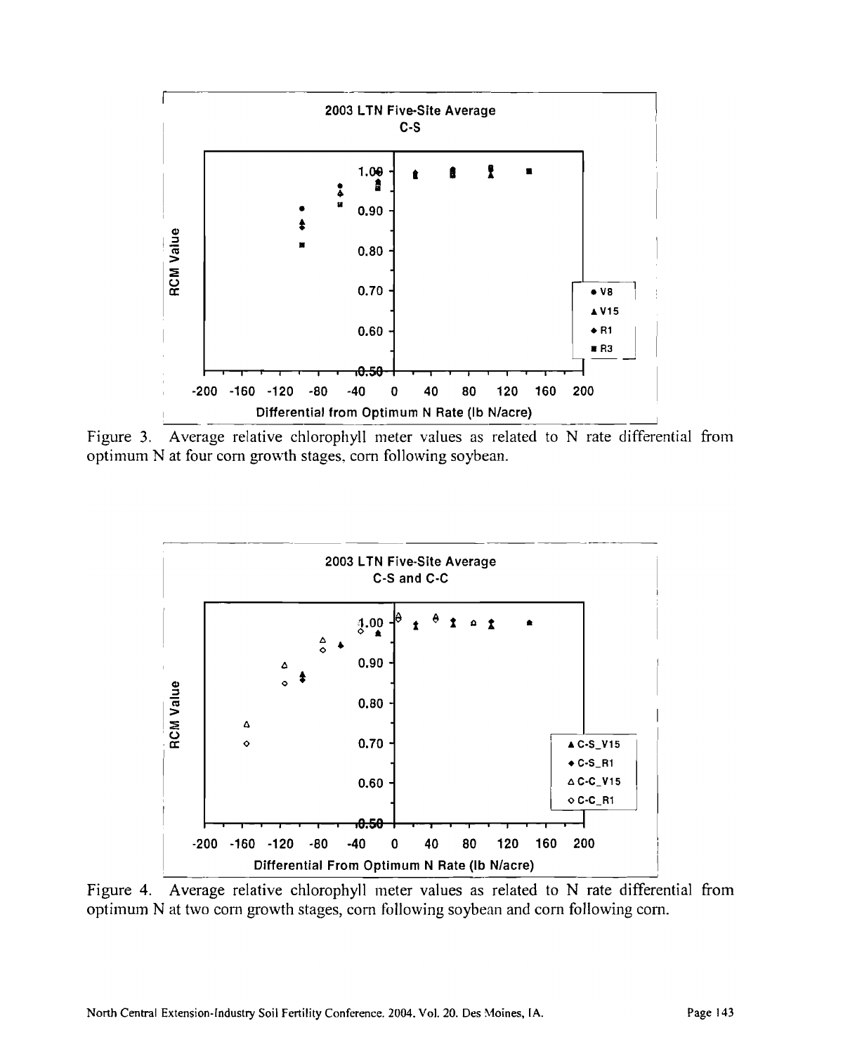Figure 3. Average relative chlorophyll meter values as related to N rate differential from optimum N at four corn growth stages, corn following soybean.

Figure 4. Average relative chlorophyll meter values as related to N rate differential from optimum N at two corn growth stages, corn following soybean and corn following corn.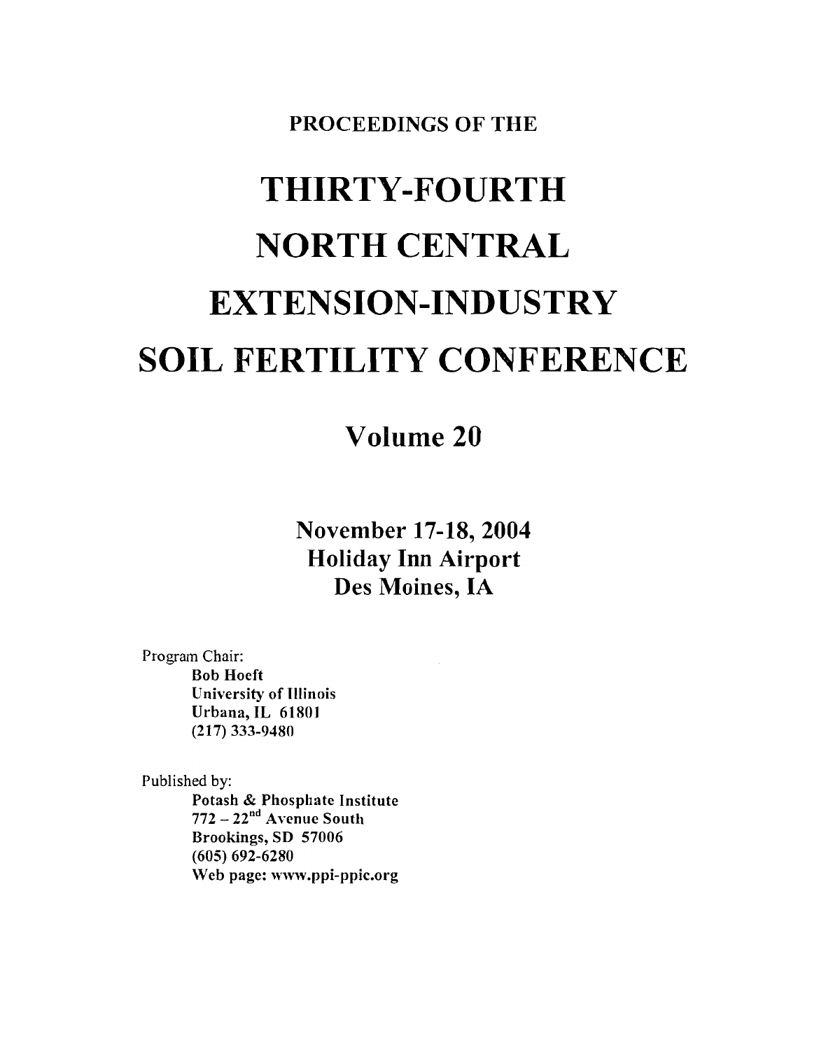PROCEEDINGS OF THE

# THIRTY-FOURTH NORTH CENTRAL EXTENSION-INDUSTRY SOIL FERTILITY CONFERENCE

## Volume 20

**November 17-18, 2004**
**Holiday Inn Airport**
**Des Moines, IA**

Program Chair:

**Bob Hoeft**
**University of Illinois**
**Urbana, IL 61801**
**(217) 333-9480**

Published by:

**Potash & Phosphate Institute**
**772 – 22nd Avenue South**
**Brookings, SD 57006**
**(605) 692-6280**
**Web page: www.ppi-ppic.org**